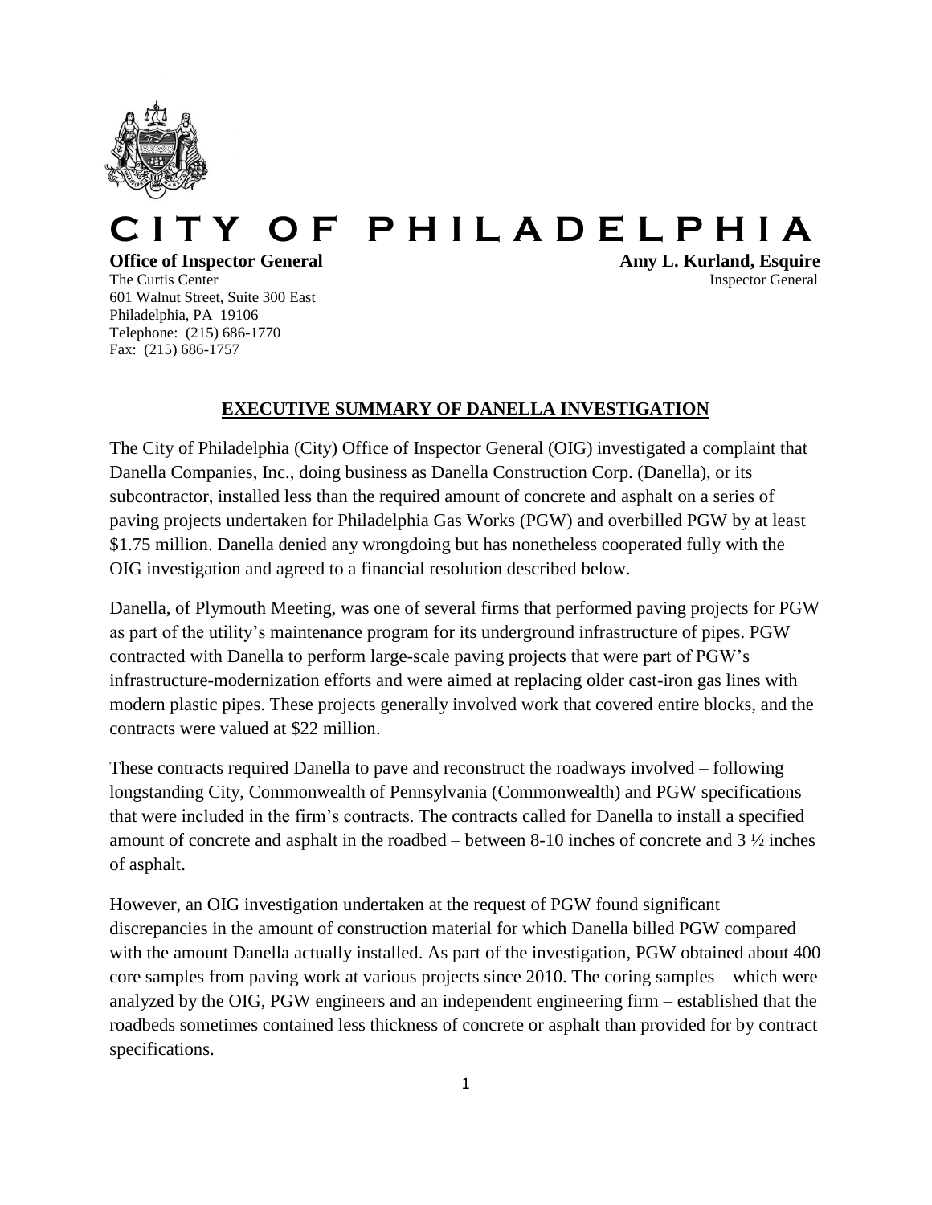# CITY OF PHILADELPHIA

**Office of Inspector General**
The Curtis Center
601 Walnut Street, Suite 300 East
Philadelphia, PA 19106
Telephone: (215) 686-1770
Fax: (215) 686-1757

**Amy L. Kurland, Esquire**
Inspector General

## EXECUTIVE SUMMARY OF DANELLA INVESTIGATION

The City of Philadelphia (City) Office of Inspector General (OIG) investigated a complaint that Danella Companies, Inc., doing business as Danella Construction Corp. (Danella), or its subcontractor, installed less than the required amount of concrete and asphalt on a series of paving projects undertaken for Philadelphia Gas Works (PGW) and overbilled PGW by at least $1.75 million. Danella denied any wrongdoing but has nonetheless cooperated fully with the OIG investigation and agreed to a financial resolution described below.

Danella, of Plymouth Meeting, was one of several firms that performed paving projects for PGW as part of the utility's maintenance program for its underground infrastructure of pipes. PGW contracted with Danella to perform large-scale paving projects that were part of PGW's infrastructure-modernization efforts and were aimed at replacing older cast-iron gas lines with modern plastic pipes. These projects generally involved work that covered entire blocks, and the contracts were valued at $22 million.

These contracts required Danella to pave and reconstruct the roadways involved – following longstanding City, Commonwealth of Pennsylvania (Commonwealth) and PGW specifications that were included in the firm's contracts. The contracts called for Danella to install a specified amount of concrete and asphalt in the roadbed – between 8-10 inches of concrete and 3 ½ inches of asphalt.

However, an OIG investigation undertaken at the request of PGW found significant discrepancies in the amount of construction material for which Danella billed PGW compared with the amount Danella actually installed. As part of the investigation, PGW obtained about 400 core samples from paving work at various projects since 2010. The coring samples – which were analyzed by the OIG, PGW engineers and an independent engineering firm – established that the roadbeds sometimes contained less thickness of concrete or asphalt than provided for by contract specifications.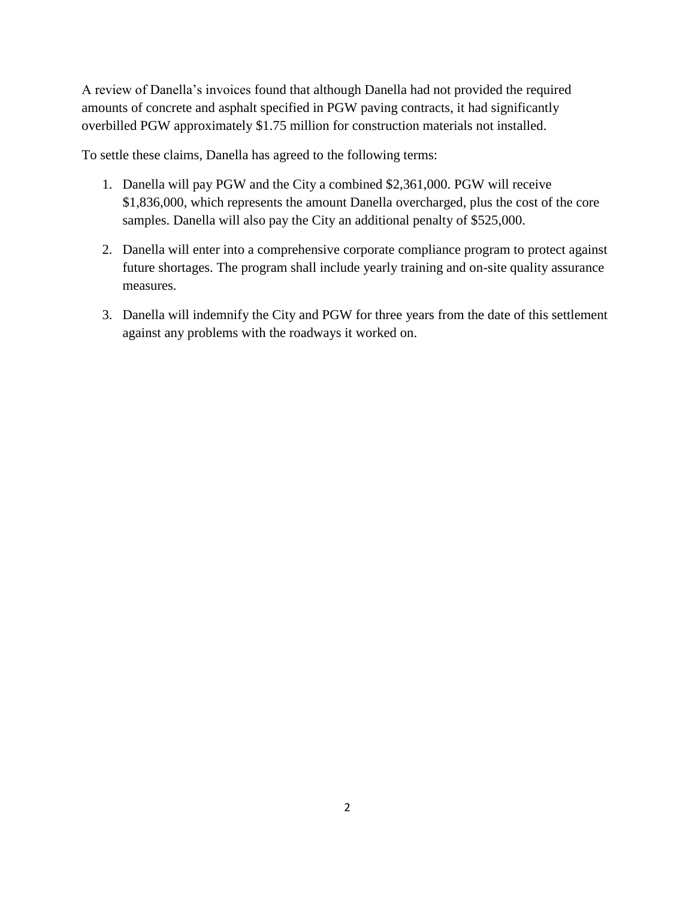A review of Danella's invoices found that although Danella had not provided the required amounts of concrete and asphalt specified in PGW paving contracts, it had significantly overbilled PGW approximately $1.75 million for construction materials not installed.

To settle these claims, Danella has agreed to the following terms:

1. Danella will pay PGW and the City a combined $2,361,000. PGW will receive $1,836,000, which represents the amount Danella overcharged, plus the cost of the core samples. Danella will also pay the City an additional penalty of $525,000.

2. Danella will enter into a comprehensive corporate compliance program to protect against future shortages. The program shall include yearly training and on-site quality assurance measures.

3. Danella will indemnify the City and PGW for three years from the date of this settlement against any problems with the roadways it worked on.